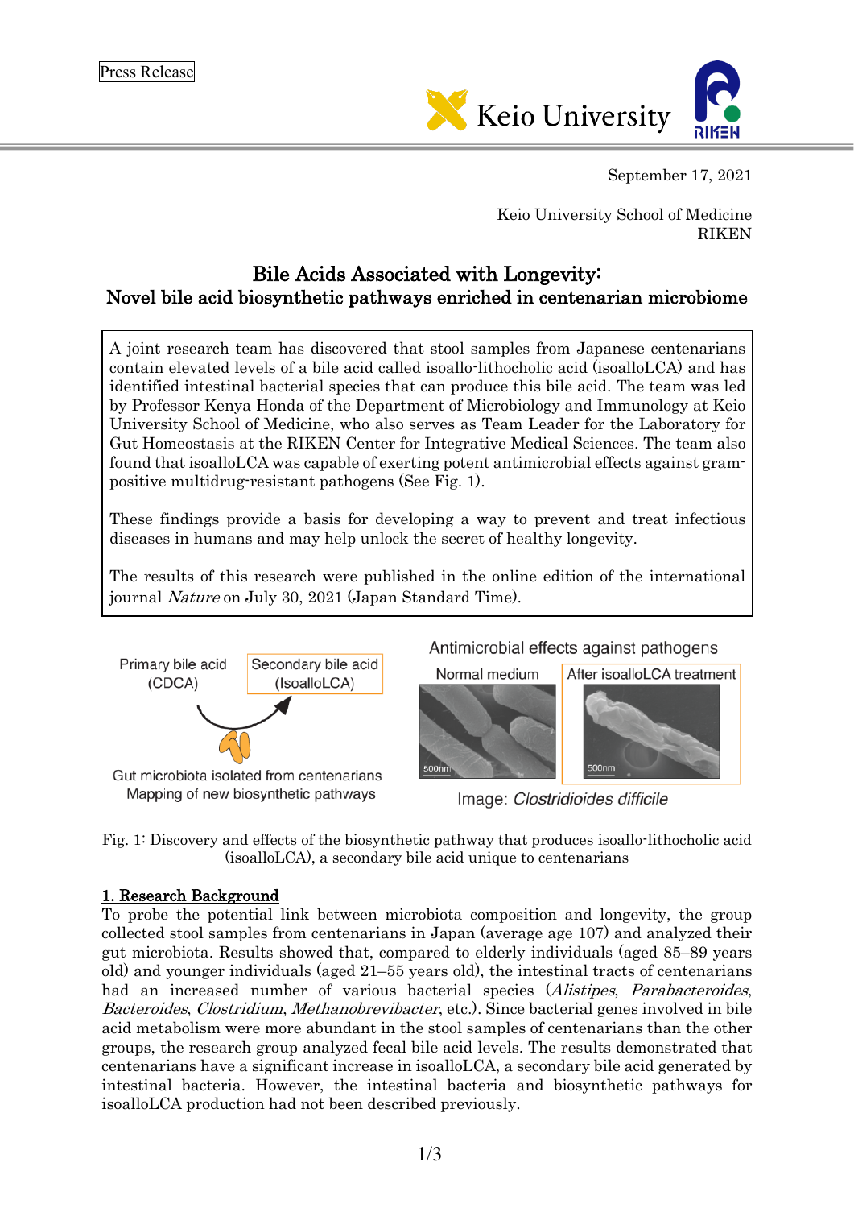Press Release

Keio University

RIKEN

September 17, 2021

Keio University School of Medicine
RIKEN

# Bile Acids Associated with Longevity: Novel bile acid biosynthetic pathways enriched in centenarian microbiome

A joint research team has discovered that stool samples from Japanese centenarians contain elevated levels of a bile acid called isoallo-lithocholic acid (isoalloLCA) and has identified intestinal bacterial species that can produce this bile acid. The team was led by Professor Kenya Honda of the Department of Microbiology and Immunology at Keio University School of Medicine, who also serves as Team Leader for the Laboratory for Gut Homeostasis at the RIKEN Center for Integrative Medical Sciences. The team also found that isoalloLCA was capable of exerting potent antimicrobial effects against gram-positive multidrug-resistant pathogens (See Fig. 1).

These findings provide a basis for developing a way to prevent and treat infectious diseases in humans and may help unlock the secret of healthy longevity.

The results of this research were published in the online edition of the international journal *Nature* on July 30, 2021 (Japan Standard Time).

Primary bile acid (CDCA)
Secondary bile acid (IsoalloLCA)
Gut microbiota isolated from centenarians
Mapping of new biosynthetic pathways

Antimicrobial effects against pathogens
Normal medium
After isoalloLCA treatment
500nm
500nm
Image: *Clostridioides difficile*

Fig. 1: Discovery and effects of the biosynthetic pathway that produces isoallo-lithocholic acid (isoalloLCA), a secondary bile acid unique to centenarians

## 1. Research Background

To probe the potential link between microbiota composition and longevity, the group collected stool samples from centenarians in Japan (average age 107) and analyzed their gut microbiota. Results showed that, compared to elderly individuals (aged 85–89 years old) and younger individuals (aged 21–55 years old), the intestinal tracts of centenarians had an increased number of various bacterial species (*Alistipes*, *Parabacteroides*, *Bacteroides*, *Clostridium*, *Methanobrevibacter*, etc.). Since bacterial genes involved in bile acid metabolism were more abundant in the stool samples of centenarians than the other groups, the research group analyzed fecal bile acid levels. The results demonstrated that centenarians have a significant increase in isoalloLCA, a secondary bile acid generated by intestinal bacteria. However, the intestinal bacteria and biosynthetic pathways for isoalloLCA production had not been described previously.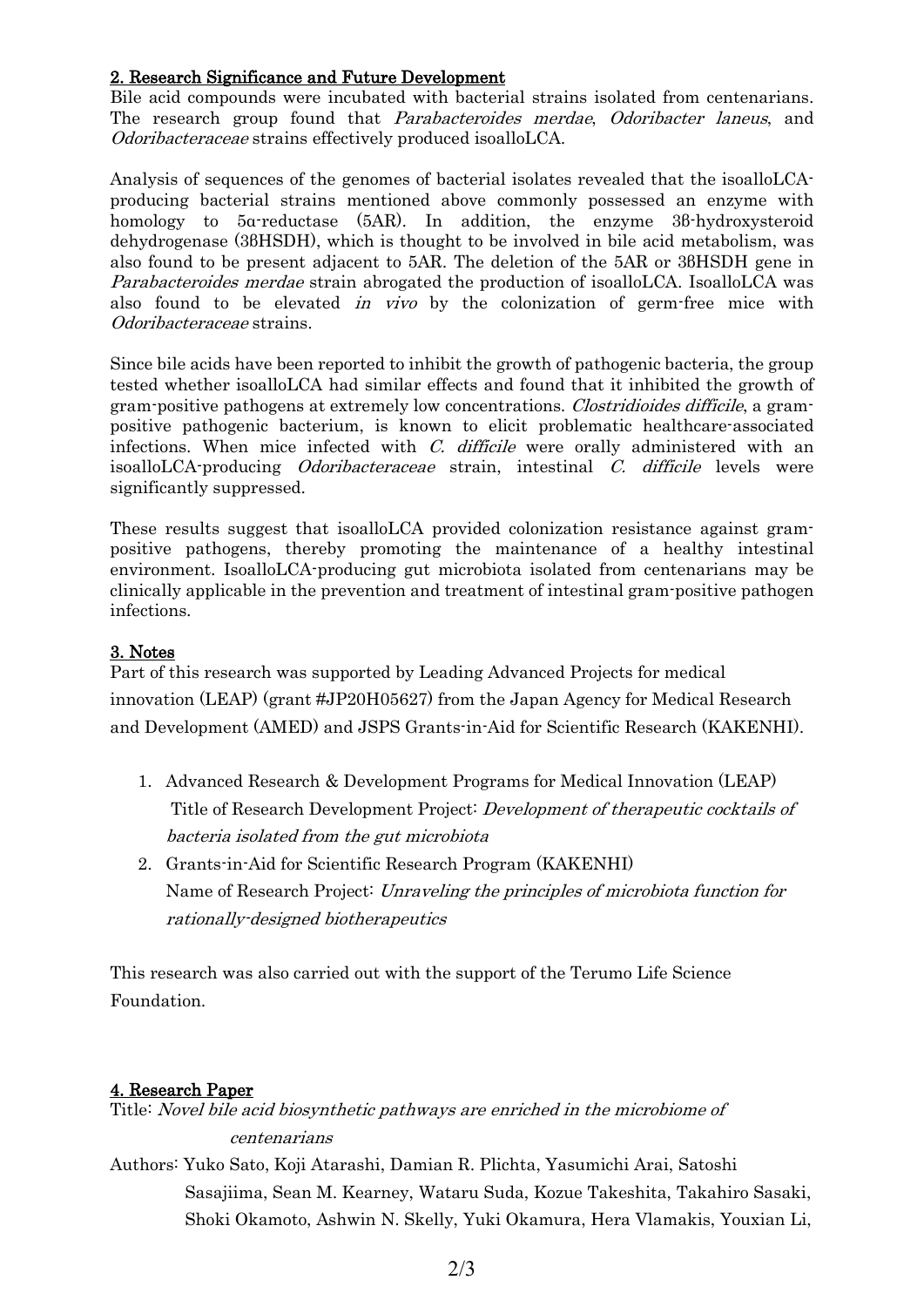## 2. Research Significance and Future Development

Bile acid compounds were incubated with bacterial strains isolated from centenarians. The research group found that *Parabacteroides merdae*, *Odoribacter laneus*, and *Odoribacteraceae* strains effectively produced isoalloLCA.

Analysis of sequences of the genomes of bacterial isolates revealed that the isoalloLCA-producing bacterial strains mentioned above commonly possessed an enzyme with homology to 5α-reductase (5AR). In addition, the enzyme 3β-hydroxysteroid dehydrogenase (3βHSDH), which is thought to be involved in bile acid metabolism, was also found to be present adjacent to 5AR. The deletion of the 5AR or 3βHSDH gene in *Parabacteroides merdae* strain abrogated the production of isoalloLCA. IsoalloLCA was also found to be elevated *in vivo* by the colonization of germ-free mice with *Odoribacteraceae* strains.

Since bile acids have been reported to inhibit the growth of pathogenic bacteria, the group tested whether isoalloLCA had similar effects and found that it inhibited the growth of gram-positive pathogens at extremely low concentrations. *Clostridioides difficile*, a gram-positive pathogenic bacterium, is known to elicit problematic healthcare-associated infections. When mice infected with *C. difficile* were orally administered with an isoalloLCA-producing *Odoribacteraceae* strain, intestinal *C. difficile* levels were significantly suppressed.

These results suggest that isoalloLCA provided colonization resistance against gram-positive pathogens, thereby promoting the maintenance of a healthy intestinal environment. IsoalloLCA-producing gut microbiota isolated from centenarians may be clinically applicable in the prevention and treatment of intestinal gram-positive pathogen infections.

## 3. Notes

Part of this research was supported by Leading Advanced Projects for medical innovation (LEAP) (grant #JP20H05627) from the Japan Agency for Medical Research and Development (AMED) and JSPS Grants-in-Aid for Scientific Research (KAKENHI).

1. Advanced Research & Development Programs for Medical Innovation (LEAP)
   Title of Research Development Project: *Development of therapeutic cocktails of bacteria isolated from the gut microbiota*
2. Grants-in-Aid for Scientific Research Program (KAKENHI)
   Name of Research Project: *Unraveling the principles of microbiota function for rationally-designed biotherapeutics*

This research was also carried out with the support of the Terumo Life Science Foundation.

## 4. Research Paper

Title: *Novel bile acid biosynthetic pathways are enriched in the microbiome of centenarians*

Authors: Yuko Sato, Koji Atarashi, Damian R. Plichta, Yasumichi Arai, Satoshi Sasajiima, Sean M. Kearney, Wataru Suda, Kozue Takeshita, Takahiro Sasaki, Shoki Okamoto, Ashwin N. Skelly, Yuki Okamura, Hera Vlamakis, Youxian Li,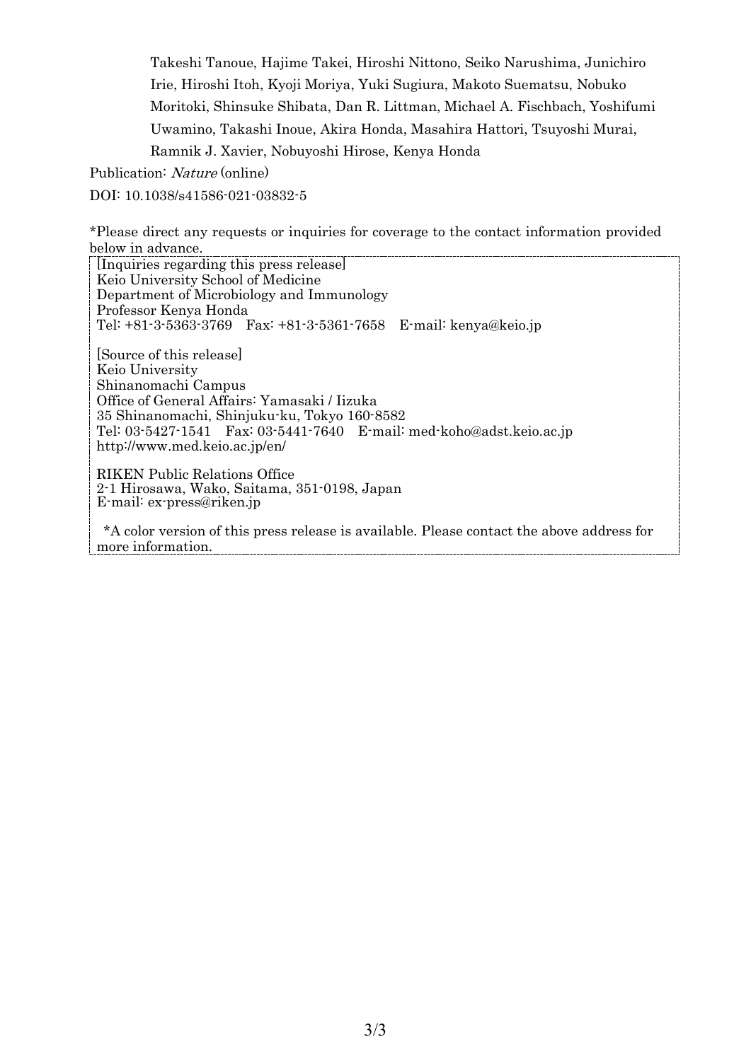Takeshi Tanoue, Hajime Takei, Hiroshi Nittono, Seiko Narushima, Junichiro Irie, Hiroshi Itoh, Kyoji Moriya, Yuki Sugiura, Makoto Suematsu, Nobuko Moritoki, Shinsuke Shibata, Dan R. Littman, Michael A. Fischbach, Yoshifumi Uwamino, Takashi Inoue, Akira Honda, Masahira Hattori, Tsuyoshi Murai, Ramnik J. Xavier, Nobuyoshi Hirose, Kenya Honda

Publication: *Nature* (online)

DOI: 10.1038/s41586-021-03832-5

*Please direct any requests or inquiries for coverage to the contact information provided below in advance.

[Inquiries regarding this press release]
Keio University School of Medicine
Department of Microbiology and Immunology
Professor Kenya Honda
Tel: +81-3-5363-3769 Fax: +81-3-5361-7658 E-mail: kenya@keio.jp

[Source of this release]
Keio University
Shinanomachi Campus
Office of General Affairs: Yamasaki / Iizuka
35 Shinanomachi, Shinjuku-ku, Tokyo 160-8582
Tel: 03-5427-1541 Fax: 03-5441-7640 E-mail: med-koho@adst.keio.ac.jp
http://www.med.keio.ac.jp/en/

RIKEN Public Relations Office
2-1 Hirosawa, Wako, Saitama, 351-0198, Japan
E-mail: ex-press@riken.jp

*A color version of this press release is available. Please contact the above address for more information.